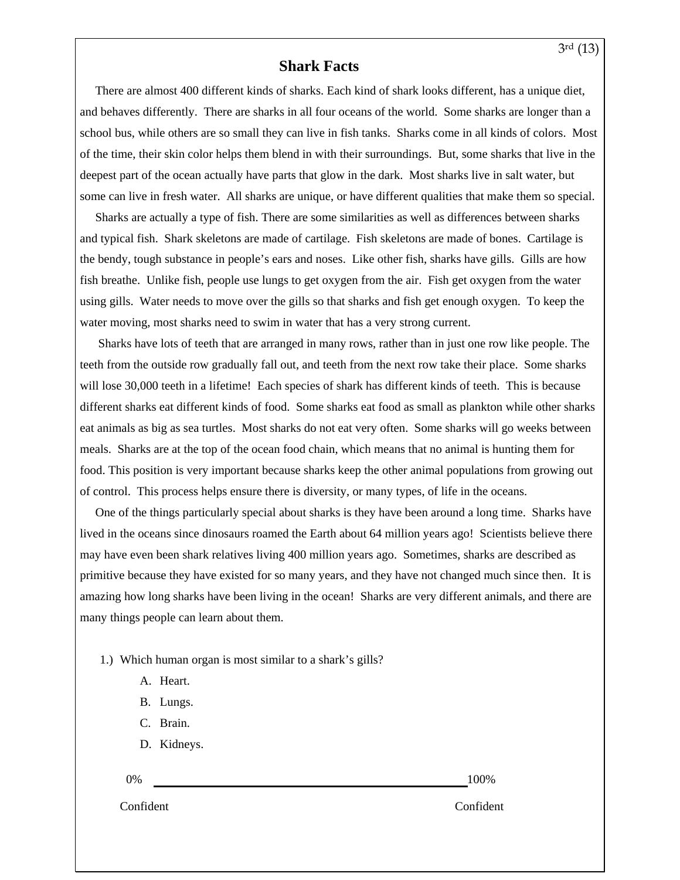# Shark Facts

There are almost 400 different kinds of sharks. Each kind of shark looks different, has a unique diet, and behaves differently. There are sharks in all four oceans of the world. Some sharks are longer than a school bus, while others are so small they can live in fish tanks. Sharks come in all kinds of colors. Most of the time, their skin color helps them blend in with their surroundings. But, some sharks that live in the deepest part of the ocean actually have parts that glow in the dark. Most sharks live in salt water, but some can live in fresh water. All sharks are unique, or have different qualities that make them so special.

Sharks are actually a type of fish. There are some similarities as well as differences between sharks and typical fish. Shark skeletons are made of cartilage. Fish skeletons are made of bones. Cartilage is the bendy, tough substance in people's ears and noses. Like other fish, sharks have gills. Gills are how fish breathe. Unlike fish, people use lungs to get oxygen from the air. Fish get oxygen from the water using gills. Water needs to move over the gills so that sharks and fish get enough oxygen. To keep the water moving, most sharks need to swim in water that has a very strong current.

Sharks have lots of teeth that are arranged in many rows, rather than in just one row like people. The teeth from the outside row gradually fall out, and teeth from the next row take their place. Some sharks will lose 30,000 teeth in a lifetime! Each species of shark has different kinds of teeth. This is because different sharks eat different kinds of food. Some sharks eat food as small as plankton while other sharks eat animals as big as sea turtles. Most sharks do not eat very often. Some sharks will go weeks between meals. Sharks are at the top of the ocean food chain, which means that no animal is hunting them for food. This position is very important because sharks keep the other animal populations from growing out of control. This process helps ensure there is diversity, or many types, of life in the oceans.

One of the things particularly special about sharks is they have been around a long time. Sharks have lived in the oceans since dinosaurs roamed the Earth about 64 million years ago! Scientists believe there may have even been shark relatives living 400 million years ago. Sometimes, sharks are described as primitive because they have existed for so many years, and they have not changed much since then. It is amazing how long sharks have been living in the ocean! Sharks are very different animals, and there are many things people can learn about them.

1.) Which human organ is most similar to a shark's gills?

A. Heart.

B. Lungs.

C. Brain.

D. Kidneys.

0% Confident ________________________________________ 100% Confident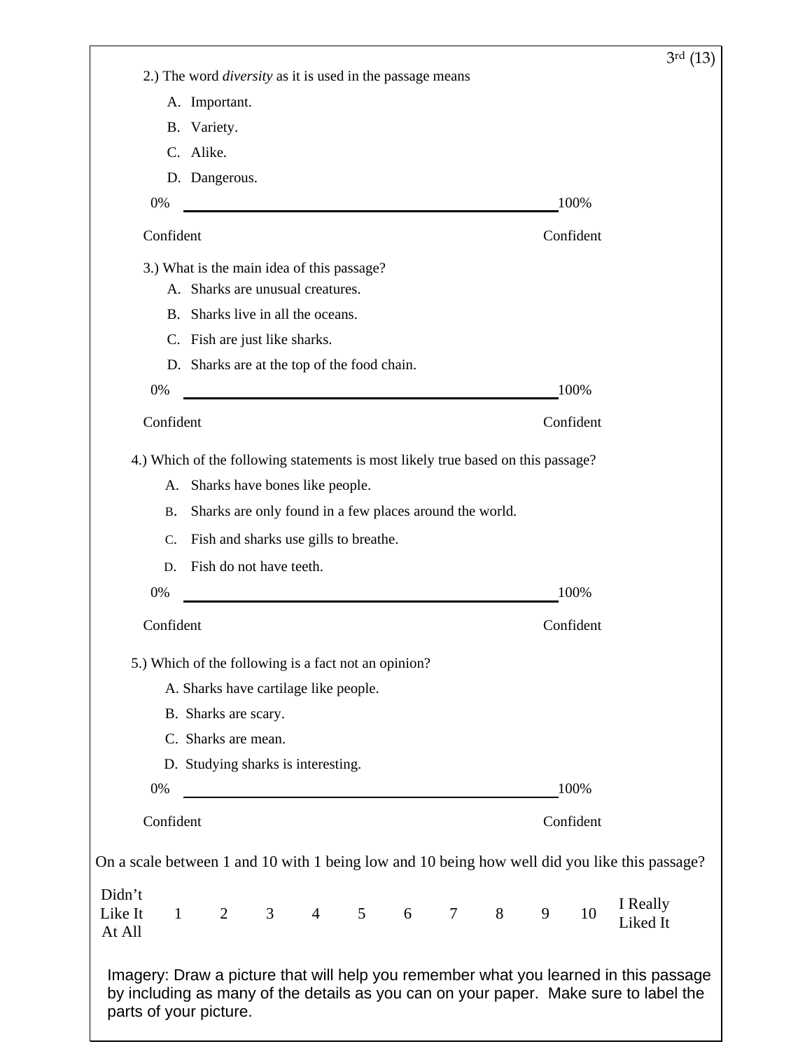2.) The word *diversity* as it is used in the passage means

A. Important.
B. Variety.
C. Alike.
D. Dangerous.

0% ______________________________________________ 100%

Confident Confident

3.) What is the main idea of this passage?

A. Sharks are unusual creatures.
B. Sharks live in all the oceans.
C. Fish are just like sharks.
D. Sharks are at the top of the food chain.

0% ______________________________________________ 100%

Confident Confident

4.) Which of the following statements is most likely true based on this passage?

A. Sharks have bones like people.
B. Sharks are only found in a few places around the world.
C. Fish and sharks use gills to breathe.
D. Fish do not have teeth.

0% ______________________________________________ 100%

Confident Confident

5.) Which of the following is a fact not an opinion?

A. Sharks have cartilage like people.
B. Sharks are scary.
C. Sharks are mean.
D. Studying sharks is interesting.

0% ______________________________________________ 100%

Confident Confident

On a scale between 1 and 10 with 1 being low and 10 being how well did you like this passage?

Didn't Like It At All 1 2 3 4 5 6 7 8 9 10 I Really Liked It

Imagery: Draw a picture that will help you remember what you learned in this passage by including as many of the details as you can on your paper. Make sure to label the parts of your picture.